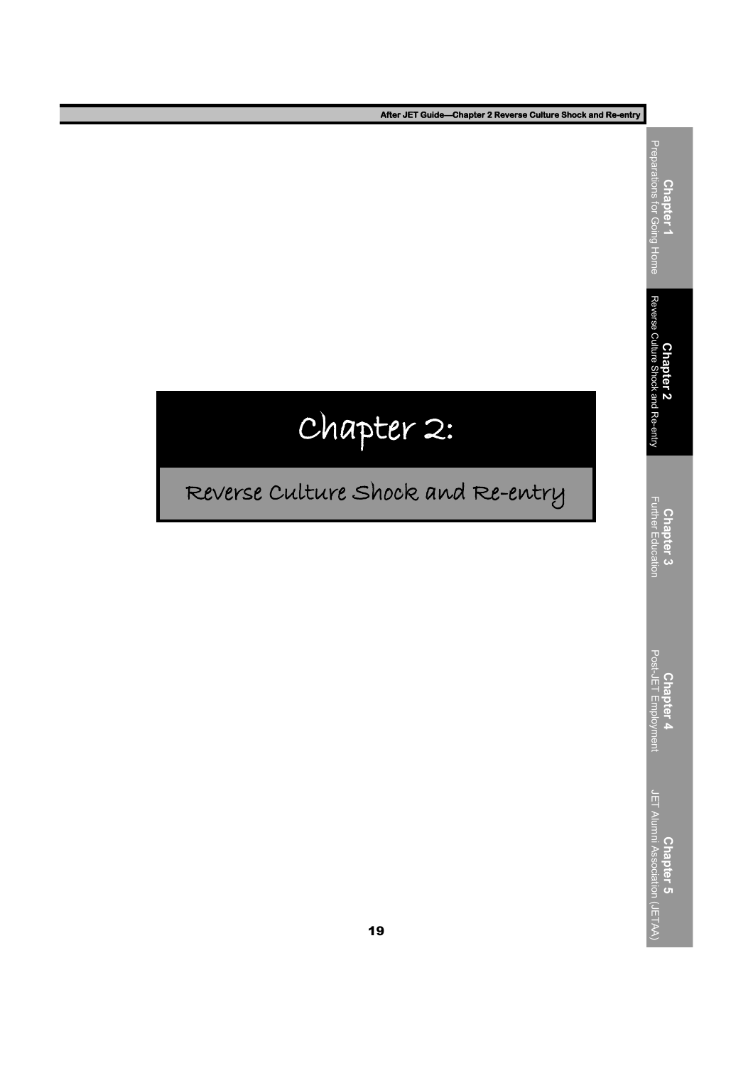# Chapter 2:

## Reverse Culture Shock and Re-entry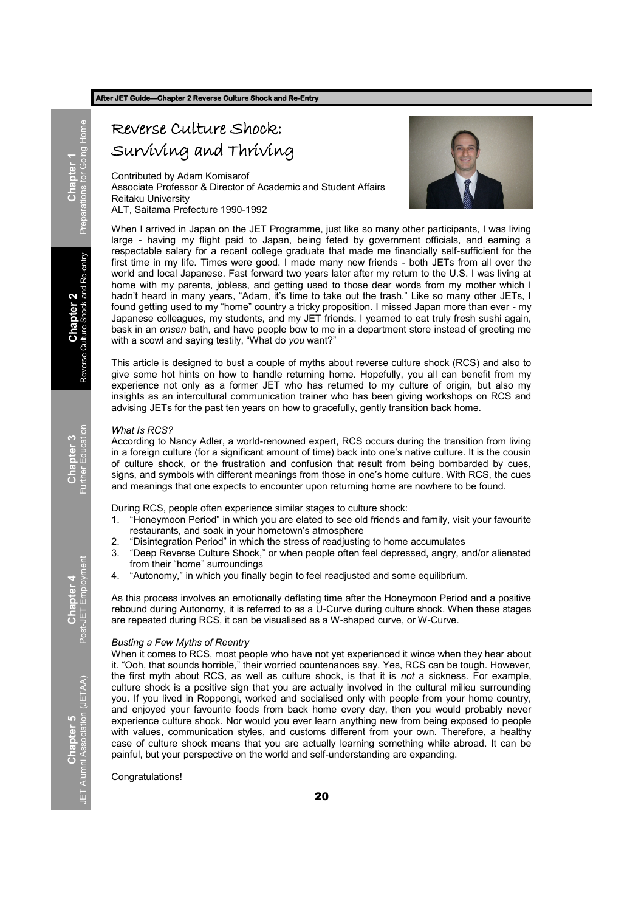# Reverse Culture Shock: Surviving and Thriving

Contributed by Adam Komisarof
Associate Professor & Director of Academic and Student Affairs
Reitaku University
ALT, Saitama Prefecture 1990-1992

When I arrived in Japan on the JET Programme, just like so many other participants, I was living large - having my flight paid to Japan, being feted by government officials, and earning a respectable salary for a recent college graduate that made me financially self-sufficient for the first time in my life. Times were good. I made many new friends - both JETs from all over the world and local Japanese. Fast forward two years later after my return to the U.S. I was living at home with my parents, jobless, and getting used to those dear words from my mother which I hadn't heard in many years, "Adam, it's time to take out the trash." Like so many other JETs, I found getting used to my "home" country a tricky proposition. I missed Japan more than ever - my Japanese colleagues, my students, and my JET friends. I yearned to eat truly fresh sushi again, bask in an *onsen* bath, and have people bow to me in a department store instead of greeting me with a scowl and saying testily, "What do *you* want?"

This article is designed to bust a couple of myths about reverse culture shock (RCS) and also to give some hot hints on how to handle returning home. Hopefully, you all can benefit from my experience not only as a former JET who has returned to my culture of origin, but also my insights as an intercultural communication trainer who has been giving workshops on RCS and advising JETs for the past ten years on how to gracefully, gently transition back home.

*What Is RCS?*

According to Nancy Adler, a world-renowned expert, RCS occurs during the transition from living in a foreign culture (for a significant amount of time) back into one's native culture. It is the cousin of culture shock, or the frustration and confusion that result from being bombarded by cues, signs, and symbols with different meanings from those in one's home culture. With RCS, the cues and meanings that one expects to encounter upon returning home are nowhere to be found.

During RCS, people often experience similar stages to culture shock:

1. "Honeymoon Period" in which you are elated to see old friends and family, visit your favourite restaurants, and soak in your hometown's atmosphere
2. "Disintegration Period" in which the stress of readjusting to home accumulates
3. "Deep Reverse Culture Shock," or when people often feel depressed, angry, and/or alienated from their "home" surroundings
4. "Autonomy," in which you finally begin to feel readjusted and some equilibrium.

As this process involves an emotionally deflating time after the Honeymoon Period and a positive rebound during Autonomy, it is referred to as a U-Curve during culture shock. When these stages are repeated during RCS, it can be visualised as a W-shaped curve, or W-Curve.

*Busting a Few Myths of Reentry*

When it comes to RCS, most people who have not yet experienced it wince when they hear about it. "Ooh, that sounds horrible," their worried countenances say. Yes, RCS can be tough. However, the first myth about RCS, as well as culture shock, is that it is *not* a sickness. For example, culture shock is a positive sign that you are actually involved in the cultural milieu surrounding you. If you lived in Roppongi, worked and socialised only with people from your home country, and enjoyed your favourite foods from back home every day, then you would probably never experience culture shock. Nor would you ever learn anything new from being exposed to people with values, communication styles, and customs different from your own. Therefore, a healthy case of culture shock means that you are actually learning something while abroad. It can be painful, but your perspective on the world and self-understanding are expanding.

Congratulations!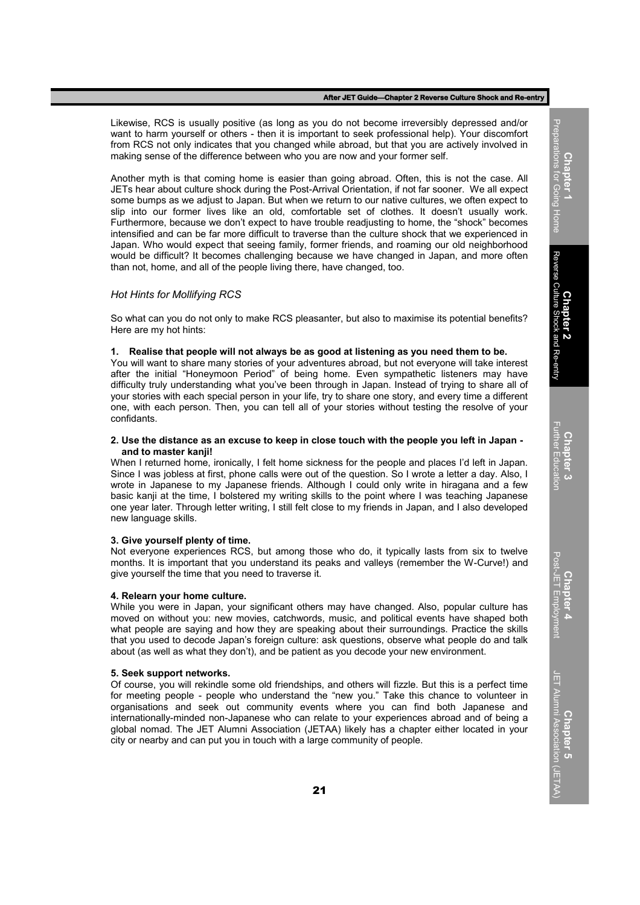Likewise, RCS is usually positive (as long as you do not become irreversibly depressed and/or want to harm yourself or others - then it is important to seek professional help). Your discomfort from RCS not only indicates that you changed while abroad, but that you are actively involved in making sense of the difference between who you are now and your former self.

Another myth is that coming home is easier than going abroad. Often, this is not the case. All JETs hear about culture shock during the Post-Arrival Orientation, if not far sooner. We all expect some bumps as we adjust to Japan. But when we return to our native cultures, we often expect to slip into our former lives like an old, comfortable set of clothes. It doesn't usually work. Furthermore, because we don't expect to have trouble readjusting to home, the "shock" becomes intensified and can be far more difficult to traverse than the culture shock that we experienced in Japan. Who would expect that seeing family, former friends, and roaming our old neighborhood would be difficult? It becomes challenging because we have changed in Japan, and more often than not, home, and all of the people living there, have changed, too.

### *Hot Hints for Mollifying RCS*

So what can you do not only to make RCS pleasanter, but also to maximise its potential benefits? Here are my hot hints:

**1. Realise that people will not always be as good at listening as you need them to be.**
You will want to share many stories of your adventures abroad, but not everyone will take interest after the initial "Honeymoon Period" of being home. Even sympathetic listeners may have difficulty truly understanding what you've been through in Japan. Instead of trying to share all of your stories with each special person in your life, try to share one story, and every time a different one, with each person. Then, you can tell all of your stories without testing the resolve of your confidants.

**2. Use the distance as an excuse to keep in close touch with the people you left in Japan - and to master kanji!**
When I returned home, ironically, I felt home sickness for the people and places I'd left in Japan. Since I was jobless at first, phone calls were out of the question. So I wrote a letter a day. Also, I wrote in Japanese to my Japanese friends. Although I could only write in hiragana and a few basic kanji at the time, I bolstered my writing skills to the point where I was teaching Japanese one year later. Through letter writing, I still felt close to my friends in Japan, and I also developed new language skills.

**3. Give yourself plenty of time.**
Not everyone experiences RCS, but among those who do, it typically lasts from six to twelve months. It is important that you understand its peaks and valleys (remember the W-Curve!) and give yourself the time that you need to traverse it.

**4. Relearn your home culture.**
While you were in Japan, your significant others may have changed. Also, popular culture has moved on without you: new movies, catchwords, music, and political events have shaped both what people are saying and how they are speaking about their surroundings. Practice the skills that you used to decode Japan's foreign culture: ask questions, observe what people do and talk about (as well as what they don't), and be patient as you decode your new environment.

**5. Seek support networks.**
Of course, you will rekindle some old friendships, and others will fizzle. But this is a perfect time for meeting people - people who understand the "new you." Take this chance to volunteer in organisations and seek out community events where you can find both Japanese and internationally-minded non-Japanese who can relate to your experiences abroad and of being a global nomad. The JET Alumni Association (JETAA) likely has a chapter either located in your city or nearby and can put you in touch with a large community of people.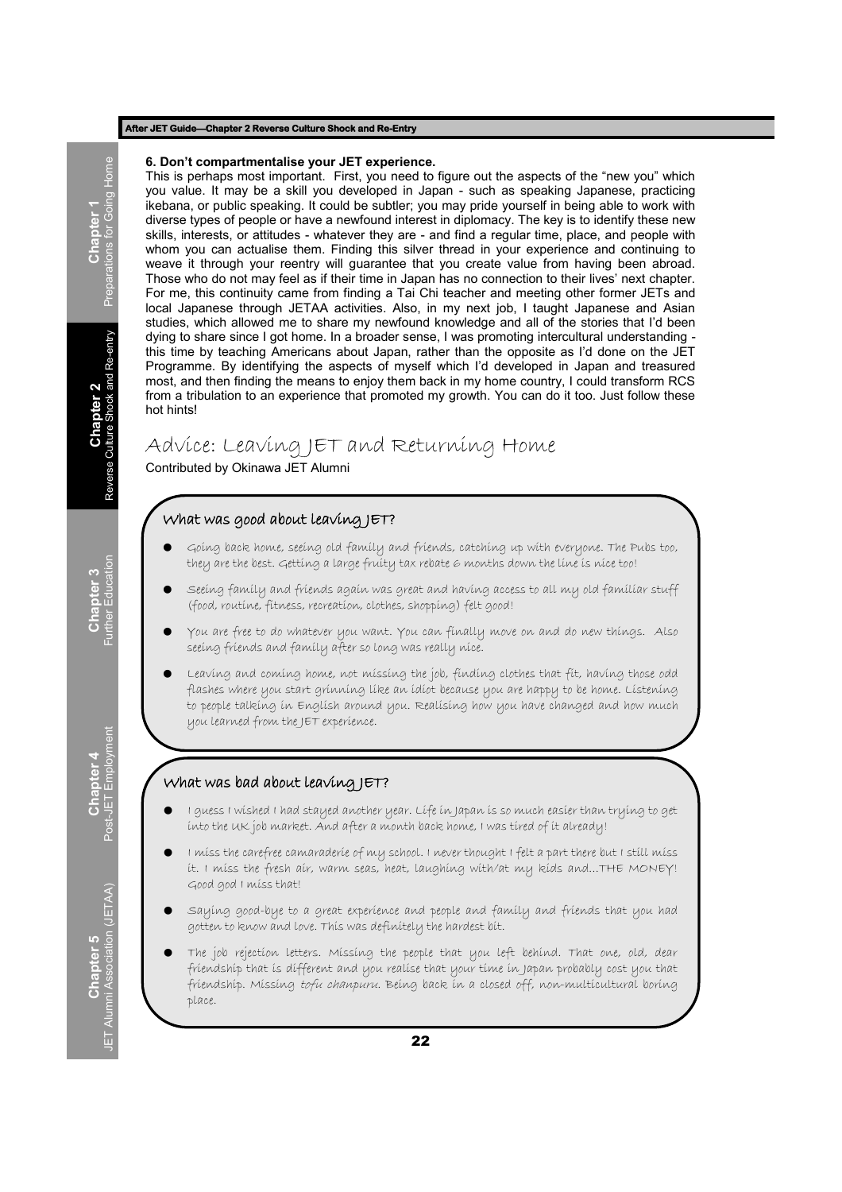**6. Don't compartmentalise your JET experience.**

This is perhaps most important. First, you need to figure out the aspects of the "new you" which you value. It may be a skill you developed in Japan - such as speaking Japanese, practicing ikebana, or public speaking. It could be subtler; you may pride yourself in being able to work with diverse types of people or have a newfound interest in diplomacy. The key is to identify these new skills, interests, or attitudes - whatever they are - and find a regular time, place, and people with whom you can actualise them. Finding this silver thread in your experience and continuing to weave it through your reentry will guarantee that you create value from having been abroad. Those who do not may feel as if their time in Japan has no connection to their lives' next chapter. For me, this continuity came from finding a Tai Chi teacher and meeting other former JETs and local Japanese through JETAA activities. Also, in my next job, I taught Japanese and Asian studies, which allowed me to share my newfound knowledge and all of the stories that I'd been dying to share since I got home. In a broader sense, I was promoting intercultural understanding - this time by teaching Americans about Japan, rather than the opposite as I'd done on the JET Programme. By identifying the aspects of myself which I'd developed in Japan and treasured most, and then finding the means to enjoy them back in my home country, I could transform RCS from a tribulation to an experience that promoted my growth. You can do it too. Just follow these hot hints!

## Advice: Leaving JET and Returning Home

Contributed by Okinawa JET Alumni

### What was good about leaving JET?

- Going back home, seeing old family and friends, catching up with everyone. The Pubs too, they are the best. Getting a large fruity tax rebate 6 months down the line is nice too!
- Seeing family and friends again was great and having access to all my old familiar stuff (food, routine, fitness, recreation, clothes, shopping) felt good!
- You are free to do whatever you want. You can finally move on and do new things. Also seeing friends and family after so long was really nice.
- Leaving and coming home, not missing the job, finding clothes that fit, having those odd flashes where you start grinning like an idiot because you are happy to be home. Listening to people talking in English around you. Realising how you have changed and how much you learned from the JET experience.

### What was bad about leaving JET?

- I guess I wished I had stayed another year. Life in Japan is so much easier than trying to get into the UK job market. And after a month back home, I was tired of it already!
- I miss the carefree camaraderie of my school. I never thought I felt a part there but I still miss it. I miss the fresh air, warm seas, heat, laughing with/at my kids and...THE MONEY! Good god I miss that!
- Saying good-bye to a great experience and people and family and friends that you had gotten to know and love. This was definitely the hardest bit.
- The job rejection letters. Missing the people that you left behind. That one, old, dear friendship that is different and you realise that your time in Japan probably cost you that friendship. Missing *tofu chanpuru*. Being back in a closed off, non-multicultural boring place.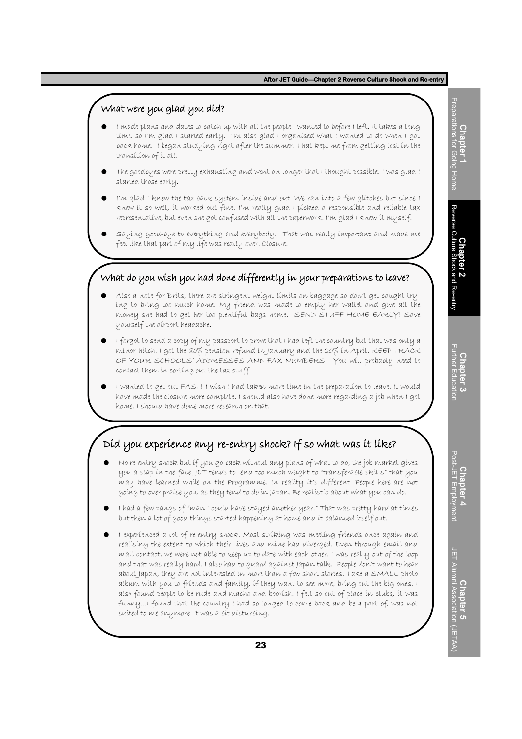## What were you glad you did?

- I made plans and dates to catch up with all the people I wanted to before I left. It takes a long time, so I'm glad I started early. I'm also glad I organised what I wanted to do when I got back home. I began studying right after the summer. That kept me from getting lost in the transition of it all.
- The goodbyes were pretty exhausting and went on longer that I thought possible. I was glad I started those early.
- I'm glad I knew the tax back system inside and out. We ran into a few glitches but since I knew it so well, it worked out fine. I'm really glad I picked a responsible and reliable tax representative, but even she got confused with all the paperwork. I'm glad I knew it myself.
- Saying good-bye to everything and everybody. That was really important and made me feel like that part of my life was really over. Closure.

## What do you wish you had done differently in your preparations to leave?

- Also a note for Brits, there are stringent weight limits on baggage so don't get caught trying to bring too much home. My friend was made to empty her wallet and give all the money she had to get her too plentiful bags home. SEND STUFF HOME EARLY! Save yourself the airport headache.
- I forgot to send a copy of my passport to prove that I had left the country but that was only a minor hitch. I got the 80% pension refund in January and the 20% in April. KEEP TRACK OF YOUR SCHOOLS' ADDRESSES AND FAX NUMBERS! You will probably need to contact them in sorting out the tax stuff.
- I wanted to get out FAST! I wish I had taken more time in the preparation to leave. It would have made the closure more complete. I should also have done more regarding a job when I got home. I should have done more research on that.

## Did you experience any re-entry shock? If so what was it like?

- No re-entry shock but if you go back without any plans of what to do, the job market gives you a slap in the face. JET tends to lend too much weight to "transferable skills" that you may have learned while on the Programme. In reality it's different. People here are not going to over praise you, as they tend to do in Japan. Be realistic about what you can do.
- I had a few pangs of "man I could have stayed another year." That was pretty hard at times but then a lot of good things started happening at home and it balanced itself out.
- I experienced a lot of re-entry shock. Most striking was meeting friends once again and realising the extent to which their lives and mine had diverged. Even through email and mail contact, we were not able to keep up to date with each other. I was really out of the loop and that was really hard. I also had to guard against Japan talk. People don't want to hear about Japan, they are not interested in more than a few short stories. Take a SMALL photo album with you to friends and family, if they want to see more, bring out the big ones. I also found people to be rude and macho and boorish. I felt so out of place in clubs, it was funny...I found that the country I had so longed to come back and be a part of, was not suited to me anymore. It was a bit disturbing.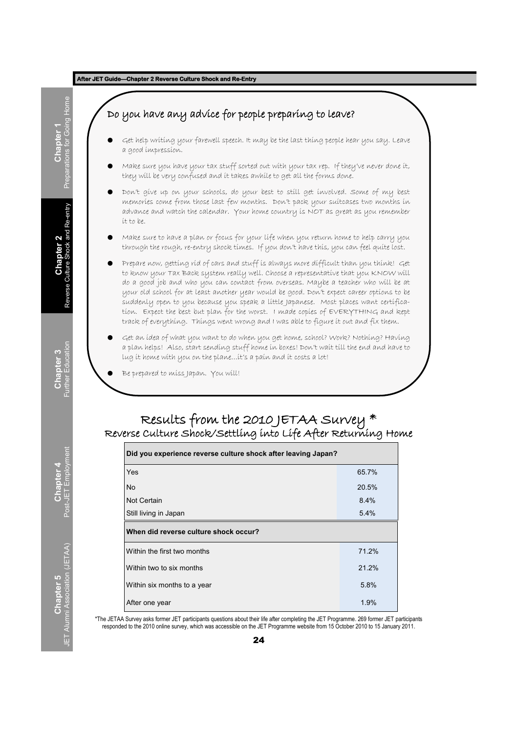## Do you have any advice for people preparing to leave?

- Get help writing your farewell speech. It may be the last thing people hear you say. Leave a good impression.
- Make sure you have your tax stuff sorted out with your tax rep. If they've never done it, they will be very confused and it takes awhile to get all the forms done.
- Don't give up on your schools, do your best to still get involved. Some of my best memories come from those last few months. Don't pack your suitcases two months in advance and watch the calendar. Your home country is NOT as great as you remember it to be.
- Make sure to have a plan or focus for your life when you return home to help carry you through the rough, re-entry shock times. If you don't have this, you can feel quite lost.
- Prepare now, getting rid of cars and stuff is always more difficult than you think! Get to know your Tax Back system really well. Choose a representative that you KNOW will do a good job and who you can contact from overseas. Maybe a teacher who will be at your old school for at least another year would be good. Don't expect career options to be suddenly open to you because you speak a little Japanese. Most places want certification. Expect the best but plan for the worst. I made copies of EVERYTHING and kept track of everything. Things went wrong and I was able to figure it out and fix them.
- Get an idea of what you want to do when you get home, school? Work? Nothing? Having a plan helps! Also, start sending stuff home in boxes! Don't wait till the end and have to lug it home with you on the plane…it's a pain and it costs a lot!
- Be prepared to miss Japan. You will!

## Results from the 2010 JETAA Survey *

### Reverse Culture Shock/Settling into Life After Returning Home

| Did you experience reverse culture shock after leaving Japan? | |
|---|---|
| Yes | 65.7% |
| No | 20.5% |
| Not Certain | 8.4% |
| Still living in Japan | 5.4% |
| **When did reverse culture shock occur?** | |
| Within the first two months | 71.2% |
| Within two to six months | 21.2% |
| Within six months to a year | 5.8% |
| After one year | 1.9% |

*The JETAA Survey asks former JET participants questions about their life after completing the JET Programme. 269 former JET participants responded to the 2010 online survey, which was accessible on the JET Programme website from 15 October 2010 to 15 January 2011.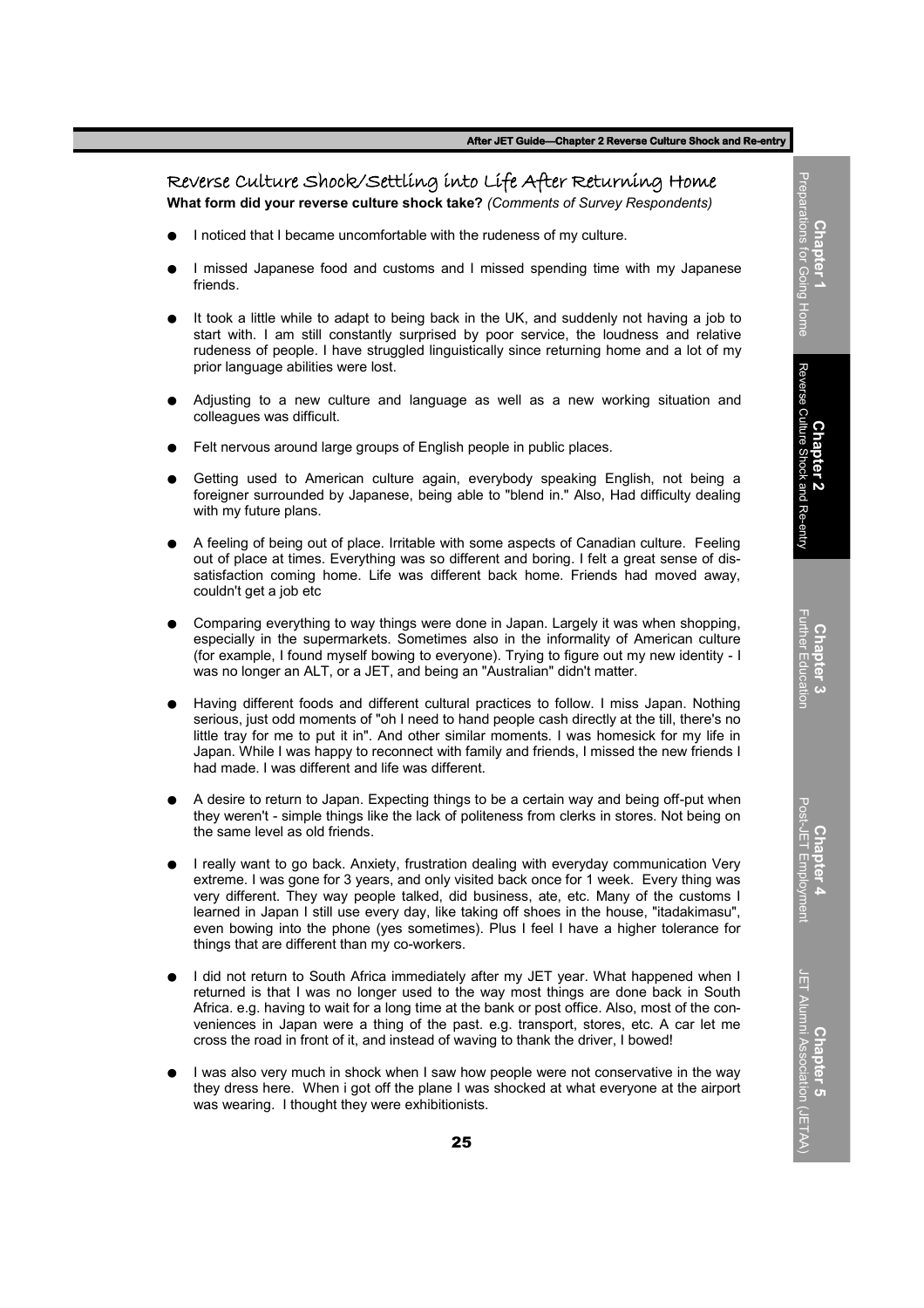## Reverse Culture Shock/Settling into Life After Returning Home

**What form did your reverse culture shock take?** *(Comments of Survey Respondents)*

- I noticed that I became uncomfortable with the rudeness of my culture.
- I missed Japanese food and customs and I missed spending time with my Japanese friends.
- It took a little while to adapt to being back in the UK, and suddenly not having a job to start with. I am still constantly surprised by poor service, the loudness and relative rudeness of people. I have struggled linguistically since returning home and a lot of my prior language abilities were lost.
- Adjusting to a new culture and language as well as a new working situation and colleagues was difficult.
- Felt nervous around large groups of English people in public places.
- Getting used to American culture again, everybody speaking English, not being a foreigner surrounded by Japanese, being able to "blend in." Also, Had difficulty dealing with my future plans.
- A feeling of being out of place. Irritable with some aspects of Canadian culture. Feeling out of place at times. Everything was so different and boring. I felt a great sense of dis-satisfaction coming home. Life was different back home. Friends had moved away, couldn't get a job etc
- Comparing everything to way things were done in Japan. Largely it was when shopping, especially in the supermarkets. Sometimes also in the informality of American culture (for example, I found myself bowing to everyone). Trying to figure out my new identity - I was no longer an ALT, or a JET, and being an "Australian" didn't matter.
- Having different foods and different cultural practices to follow. I miss Japan. Nothing serious, just odd moments of "oh I need to hand people cash directly at the till, there's no little tray for me to put it in". And other similar moments. I was homesick for my life in Japan. While I was happy to reconnect with family and friends, I missed the new friends I had made. I was different and life was different.
- A desire to return to Japan. Expecting things to be a certain way and being off-put when they weren't - simple things like the lack of politeness from clerks in stores. Not being on the same level as old friends.
- I really want to go back. Anxiety, frustration dealing with everyday communication Very extreme. I was gone for 3 years, and only visited back once for 1 week. Every thing was very different. They way people talked, did business, ate, etc. Many of the customs I learned in Japan I still use every day, like taking off shoes in the house, "itadakimasu", even bowing into the phone (yes sometimes). Plus I feel I have a higher tolerance for things that are different than my co-workers.
- I did not return to South Africa immediately after my JET year. What happened when I returned is that I was no longer used to the way most things are done back in South Africa. e.g. having to wait for a long time at the bank or post office. Also, most of the con-veniences in Japan were a thing of the past. e.g. transport, stores, etc. A car let me cross the road in front of it, and instead of waving to thank the driver, I bowed!
- I was also very much in shock when I saw how people were not conservative in the way they dress here. When i got off the plane I was shocked at what everyone at the airport was wearing. I thought they were exhibitionists.